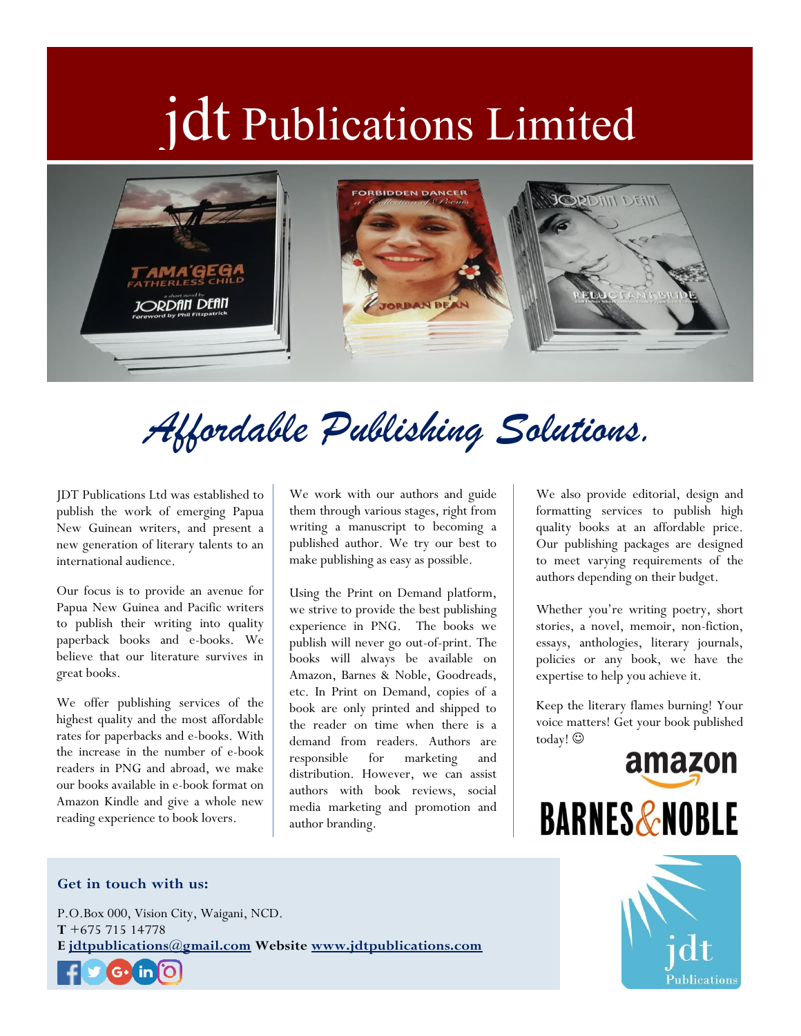# jdt Publications Limited

## *Affordable Publishing Solutions.*

JDT Publications Ltd was established to publish the work of emerging Papua New Guinean writers, and present a new generation of literary talents to an international audience.

Our focus is to provide an avenue for Papua New Guinea and Pacific writers to publish their writing into quality paperback books and e-books. We believe that our literature survives in great books.

We offer publishing services of the highest quality and the most affordable rates for paperbacks and e-books. With the increase in the number of e-book readers in PNG and abroad, we make our books available in e-book format on Amazon Kindle and give a whole new reading experience to book lovers.

We work with our authors and guide them through various stages, right from writing a manuscript to becoming a published author. We try our best to make publishing as easy as possible.

Using the Print on Demand platform, we strive to provide the best publishing experience in PNG. The books we publish will never go out-of-print. The books will always be available on Amazon, Barnes & Noble, Goodreads, etc. In Print on Demand, copies of a book are only printed and shipped to the reader on time when there is a demand from readers. Authors are responsible for marketing and distribution. However, we can assist authors with book reviews, social media marketing and promotion and author branding.

We also provide editorial, design and formatting services to publish high quality books at an affordable price. Our publishing packages are designed to meet varying requirements of the authors depending on their budget.

Whether you're writing poetry, short stories, a novel, memoir, non-fiction, essays, anthologies, literary journals, policies or any book, we have the expertise to help you achieve it.

Keep the literary flames burning! Your voice matters! Get your book published today! ☺

amazon

BARNES&NOBLE

**Get in touch with us:**

P.O.Box 000, Vision City, Waigani, NCD.
**T** +675 715 14778
**E** jdtpublications@gmail.com **Website** www.jdtpublications.com

jdt Publications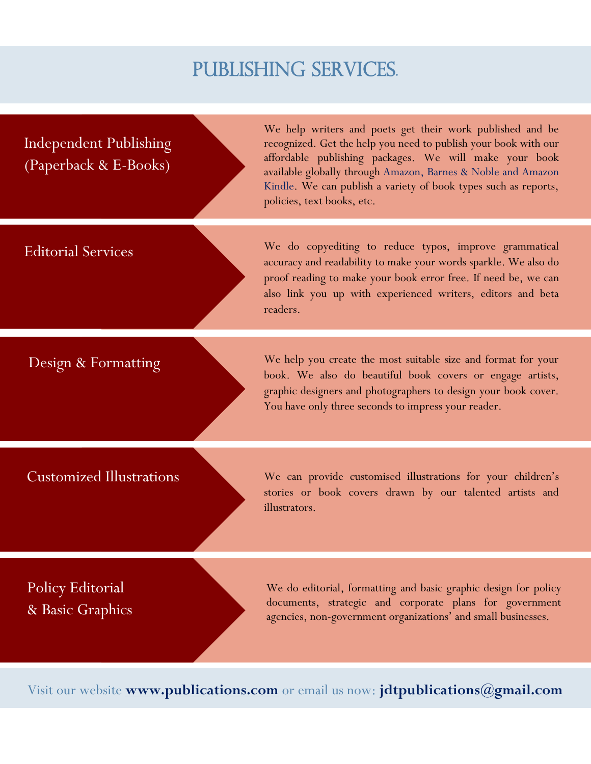# PUBLISHING SERVICES.

## Independent Publishing (Paperback & E-Books)

We help writers and poets get their work published and be recognized. Get the help you need to publish your book with our affordable publishing packages. We will make your book available globally through Amazon, Barnes & Noble and Amazon Kindle. We can publish a variety of book types such as reports, policies, text books, etc.

## Editorial Services

We do copyediting to reduce typos, improve grammatical accuracy and readability to make your words sparkle. We also do proof reading to make your book error free. If need be, we can also link you up with experienced writers, editors and beta readers.

## Design & Formatting

We help you create the most suitable size and format for your book. We also do beautiful book covers or engage artists, graphic designers and photographers to design your book cover. You have only three seconds to impress your reader.

## Customized Illustrations

We can provide customised illustrations for your children's stories or book covers drawn by our talented artists and illustrators.

## Policy Editorial & Basic Graphics

We do editorial, formatting and basic graphic design for policy documents, strategic and corporate plans for government agencies, non-government organizations' and small businesses.

Visit our website **www.publications.com** or email us now: **jdtpublications@gmail.com**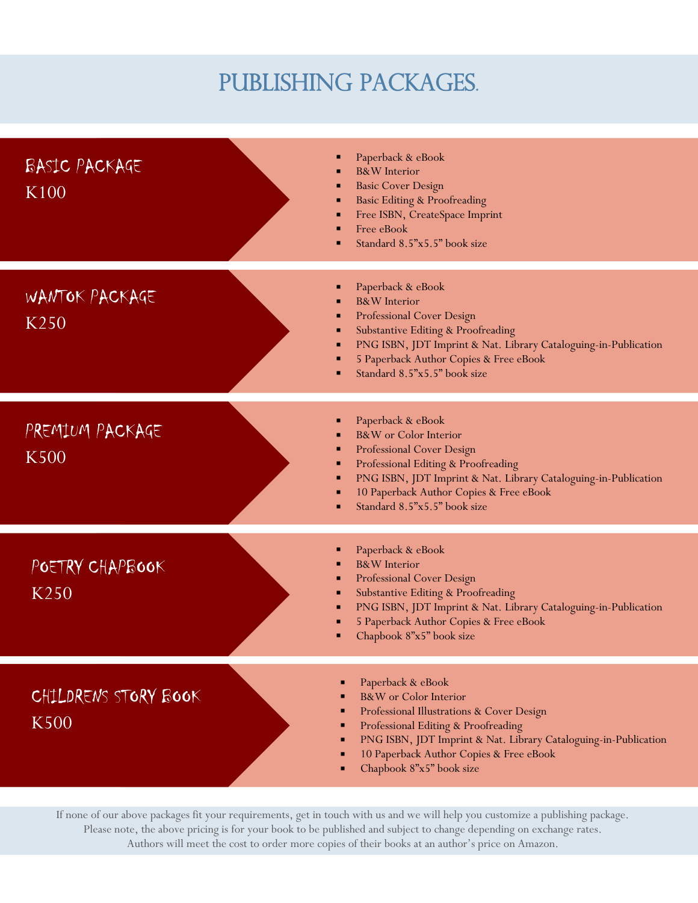# PUBLISHING PACKAGES.

## BASIC PACKAGE
K100

- Paperback & eBook
- B&W Interior
- Basic Cover Design
- Basic Editing & Proofreading
- Free ISBN, CreateSpace Imprint
- Free eBook
- Standard 8.5"x5.5" book size

## WANTOK PACKAGE
K250

- Paperback & eBook
- B&W Interior
- Professional Cover Design
- Substantive Editing & Proofreading
- PNG ISBN, JDT Imprint & Nat. Library Cataloguing-in-Publication
- 5 Paperback Author Copies & Free eBook
- Standard 8.5"x5.5" book size

## PREMIUM PACKAGE
K500

- Paperback & eBook
- B&W or Color Interior
- Professional Cover Design
- Professional Editing & Proofreading
- PNG ISBN, JDT Imprint & Nat. Library Cataloguing-in-Publication
- 10 Paperback Author Copies & Free eBook
- Standard 8.5"x5.5" book size

## POETRY CHAPBOOK
K250

- Paperback & eBook
- B&W Interior
- Professional Cover Design
- Substantive Editing & Proofreading
- PNG ISBN, JDT Imprint & Nat. Library Cataloguing-in-Publication
- 5 Paperback Author Copies & Free eBook
- Chapbook 8"x5" book size

## CHILDRENS STORY BOOK
K500

- Paperback & eBook
- B&W or Color Interior
- Professional Illustrations & Cover Design
- Professional Editing & Proofreading
- PNG ISBN, JDT Imprint & Nat. Library Cataloguing-in-Publication
- 10 Paperback Author Copies & Free eBook
- Chapbook 8"x5" book size

If none of our above packages fit your requirements, get in touch with us and we will help you customize a publishing package.
Please note, the above pricing is for your book to be published and subject to change depending on exchange rates.
Authors will meet the cost to order more copies of their books at an author's price on Amazon.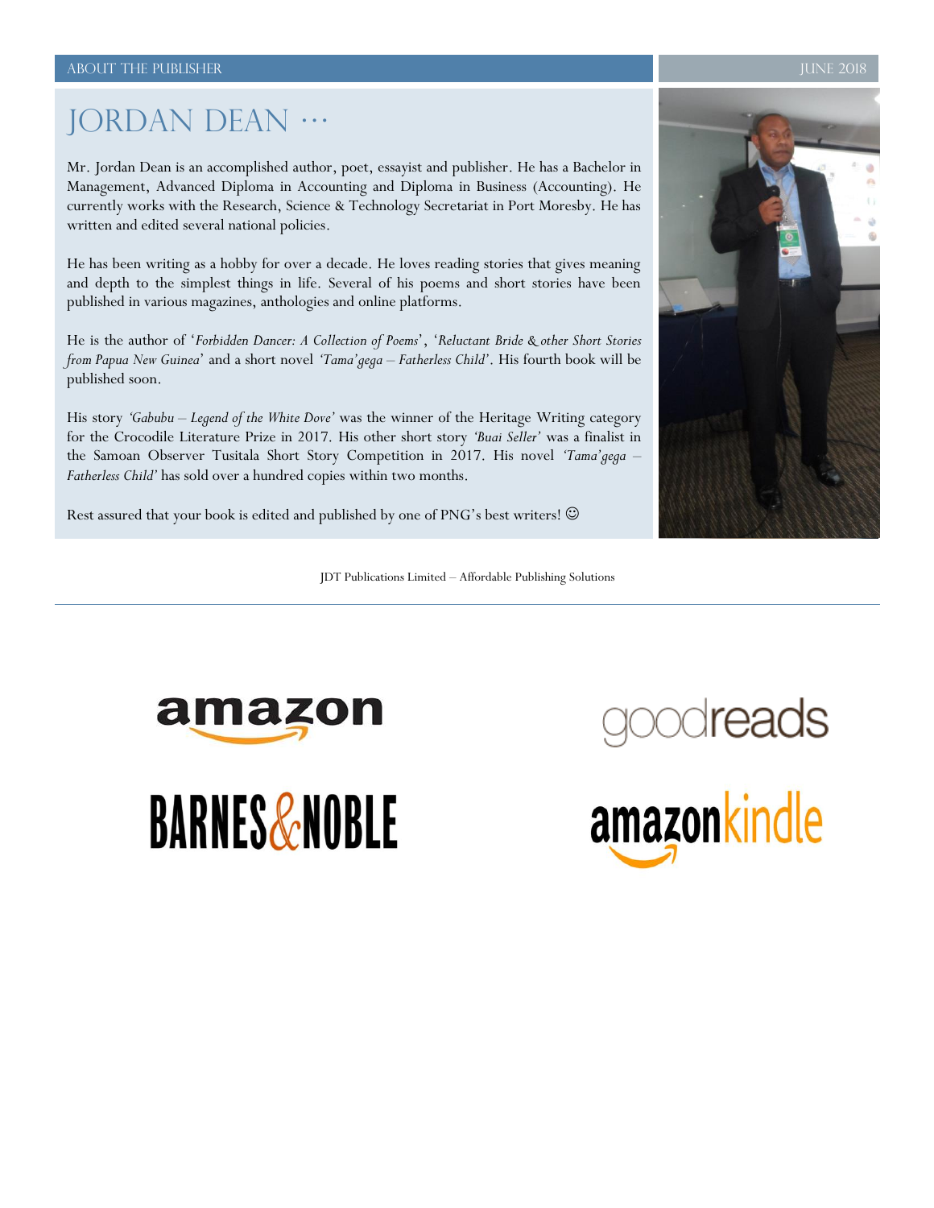ABOUT THE PUBLISHER

# JORDAN DEAN …

Mr. Jordan Dean is an accomplished author, poet, essayist and publisher. He has a Bachelor in Management, Advanced Diploma in Accounting and Diploma in Business (Accounting). He currently works with the Research, Science & Technology Secretariat in Port Moresby. He has written and edited several national policies.

He has been writing as a hobby for over a decade. He loves reading stories that gives meaning and depth to the simplest things in life. Several of his poems and short stories have been published in various magazines, anthologies and online platforms.

He is the author of '*Forbidden Dancer: A Collection of Poems*', '*Reluctant Bride & other Short Stories from Papua New Guinea*' and a short novel *'Tama'gega – Fatherless Child'*. His fourth book will be published soon.

His story *'Gabubu – Legend of the White Dove'* was the winner of the Heritage Writing category for the Crocodile Literature Prize in 2017. His other short story *'Buai Seller'* was a finalist in the Samoan Observer Tusitala Short Story Competition in 2017. His novel *'Tama'gega – Fatherless Child'* has sold over a hundred copies within two months.

Rest assured that your book is edited and published by one of PNG's best writers! ☺

JDT Publications Limited – Affordable Publishing Solutions

amazon

goodreads

BARNES&NOBLE

amazonkindle